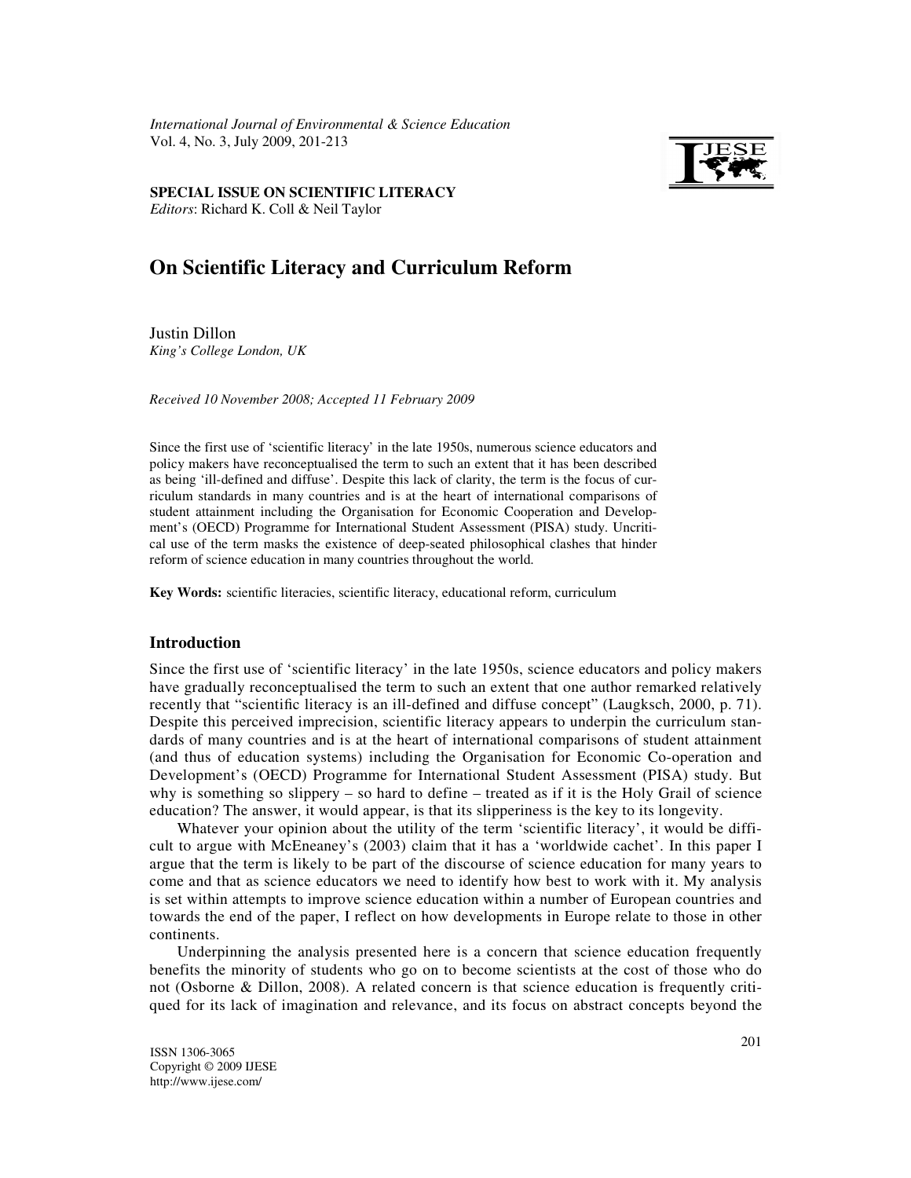*International Journal of Environmental & Science Education*
Vol. 4, No. 3, July 2009, 201-213

**SPECIAL ISSUE ON SCIENTIFIC LITERACY**
*Editors*: Richard K. Coll & Neil Taylor

# On Scientific Literacy and Curriculum Reform

Justin Dillon
*King's College London, UK*

*Received 10 November 2008; Accepted 11 February 2009*

Since the first use of 'scientific literacy' in the late 1950s, numerous science educators and policy makers have reconceptualised the term to such an extent that it has been described as being 'ill-defined and diffuse'. Despite this lack of clarity, the term is the focus of curriculum standards in many countries and is at the heart of international comparisons of student attainment including the Organisation for Economic Cooperation and Development's (OECD) Programme for International Student Assessment (PISA) study. Uncritical use of the term masks the existence of deep-seated philosophical clashes that hinder reform of science education in many countries throughout the world.

**Key Words:** scientific literacies, scientific literacy, educational reform, curriculum

## Introduction

Since the first use of 'scientific literacy' in the late 1950s, science educators and policy makers have gradually reconceptualised the term to such an extent that one author remarked relatively recently that "scientific literacy is an ill-defined and diffuse concept" (Laugksch, 2000, p. 71). Despite this perceived imprecision, scientific literacy appears to underpin the curriculum standards of many countries and is at the heart of international comparisons of student attainment (and thus of education systems) including the Organisation for Economic Co-operation and Development's (OECD) Programme for International Student Assessment (PISA) study. But why is something so slippery – so hard to define – treated as if it is the Holy Grail of science education? The answer, it would appear, is that its slipperiness is the key to its longevity.

Whatever your opinion about the utility of the term 'scientific literacy', it would be difficult to argue with McEneaney's (2003) claim that it has a 'worldwide cachet'. In this paper I argue that the term is likely to be part of the discourse of science education for many years to come and that as science educators we need to identify how best to work with it. My analysis is set within attempts to improve science education within a number of European countries and towards the end of the paper, I reflect on how developments in Europe relate to those in other continents.

Underpinning the analysis presented here is a concern that science education frequently benefits the minority of students who go on to become scientists at the cost of those who do not (Osborne & Dillon, 2008). A related concern is that science education is frequently critiqued for its lack of imagination and relevance, and its focus on abstract concepts beyond the

ISSN 1306-3065
Copyright © 2009 IJESE
http://www.ijese.com/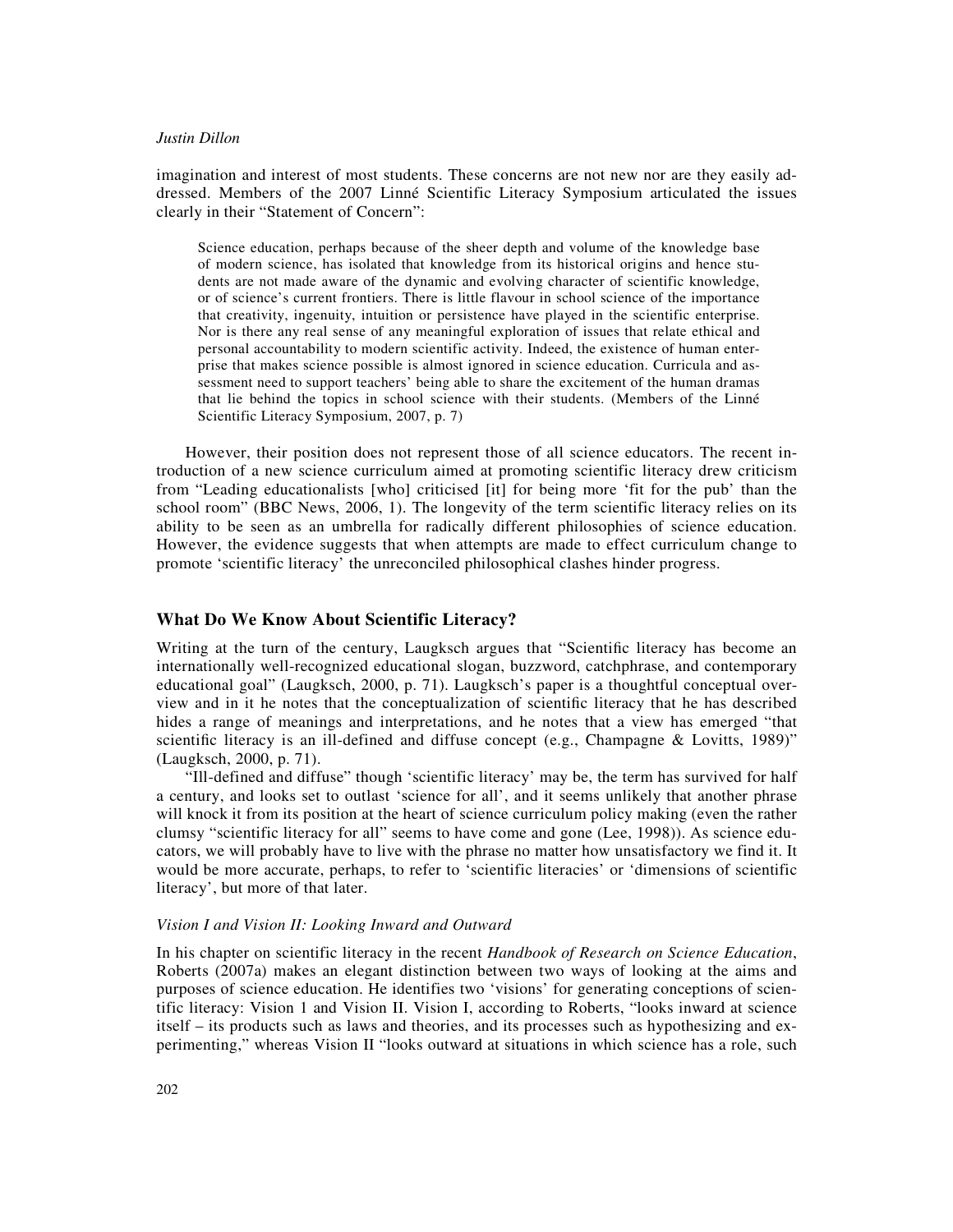imagination and interest of most students. These concerns are not new nor are they easily addressed. Members of the 2007 Linné Scientific Literacy Symposium articulated the issues clearly in their "Statement of Concern":

> Science education, perhaps because of the sheer depth and volume of the knowledge base of modern science, has isolated that knowledge from its historical origins and hence students are not made aware of the dynamic and evolving character of scientific knowledge, or of science's current frontiers. There is little flavour in school science of the importance that creativity, ingenuity, intuition or persistence have played in the scientific enterprise. Nor is there any real sense of any meaningful exploration of issues that relate ethical and personal accountability to modern scientific activity. Indeed, the existence of human enterprise that makes science possible is almost ignored in science education. Curricula and assessment need to support teachers' being able to share the excitement of the human dramas that lie behind the topics in school science with their students. (Members of the Linné Scientific Literacy Symposium, 2007, p. 7)

However, their position does not represent those of all science educators. The recent introduction of a new science curriculum aimed at promoting scientific literacy drew criticism from "Leading educationalists [who] criticised [it] for being more 'fit for the pub' than the school room" (BBC News, 2006, 1). The longevity of the term scientific literacy relies on its ability to be seen as an umbrella for radically different philosophies of science education. However, the evidence suggests that when attempts are made to effect curriculum change to promote 'scientific literacy' the unreconciled philosophical clashes hinder progress.

## What Do We Know About Scientific Literacy?

Writing at the turn of the century, Laugksch argues that "Scientific literacy has become an internationally well-recognized educational slogan, buzzword, catchphrase, and contemporary educational goal" (Laugksch, 2000, p. 71). Laugksch's paper is a thoughtful conceptual overview and in it he notes that the conceptualization of scientific literacy that he has described hides a range of meanings and interpretations, and he notes that a view has emerged "that scientific literacy is an ill-defined and diffuse concept (e.g., Champagne & Lovitts, 1989)" (Laugksch, 2000, p. 71).

"Ill-defined and diffuse" though 'scientific literacy' may be, the term has survived for half a century, and looks set to outlast 'science for all', and it seems unlikely that another phrase will knock it from its position at the heart of science curriculum policy making (even the rather clumsy "scientific literacy for all" seems to have come and gone (Lee, 1998)). As science educators, we will probably have to live with the phrase no matter how unsatisfactory we find it. It would be more accurate, perhaps, to refer to 'scientific literacies' or 'dimensions of scientific literacy', but more of that later.

### *Vision I and Vision II: Looking Inward and Outward*

In his chapter on scientific literacy in the recent *Handbook of Research on Science Education*, Roberts (2007a) makes an elegant distinction between two ways of looking at the aims and purposes of science education. He identifies two 'visions' for generating conceptions of scientific literacy: Vision 1 and Vision II. Vision I, according to Roberts, "looks inward at science itself – its products such as laws and theories, and its processes such as hypothesizing and experimenting," whereas Vision II "looks outward at situations in which science has a role, such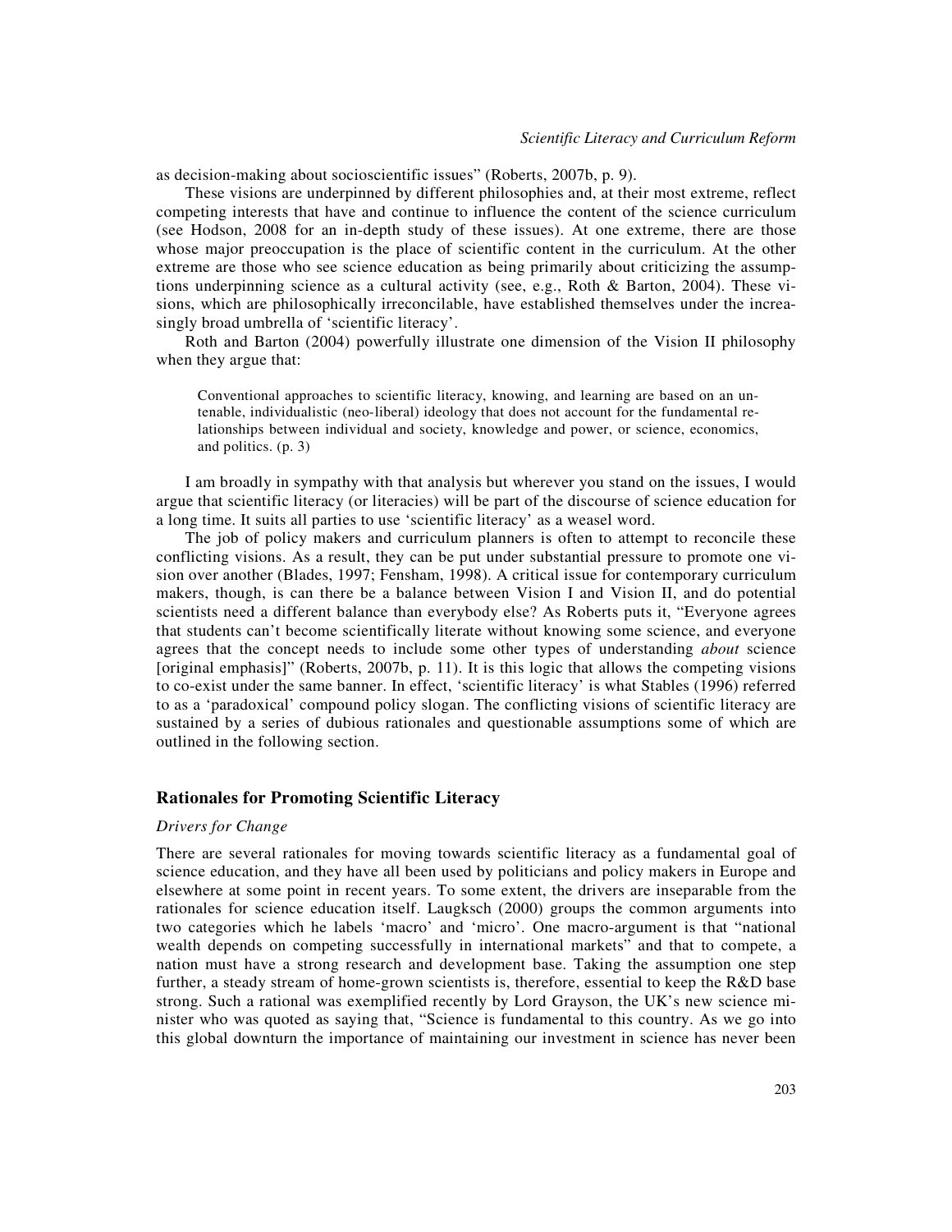as decision-making about socioscientific issues" (Roberts, 2007b, p. 9).

These visions are underpinned by different philosophies and, at their most extreme, reflect competing interests that have and continue to influence the content of the science curriculum (see Hodson, 2008 for an in-depth study of these issues). At one extreme, there are those whose major preoccupation is the place of scientific content in the curriculum. At the other extreme are those who see science education as being primarily about criticizing the assumptions underpinning science as a cultural activity (see, e.g., Roth & Barton, 2004). These visions, which are philosophically irreconcilable, have established themselves under the increasingly broad umbrella of 'scientific literacy'.

Roth and Barton (2004) powerfully illustrate one dimension of the Vision II philosophy when they argue that:

> Conventional approaches to scientific literacy, knowing, and learning are based on an untenable, individualistic (neo-liberal) ideology that does not account for the fundamental relationships between individual and society, knowledge and power, or science, economics, and politics. (p. 3)

I am broadly in sympathy with that analysis but wherever you stand on the issues, I would argue that scientific literacy (or literacies) will be part of the discourse of science education for a long time. It suits all parties to use 'scientific literacy' as a weasel word.

The job of policy makers and curriculum planners is often to attempt to reconcile these conflicting visions. As a result, they can be put under substantial pressure to promote one vision over another (Blades, 1997; Fensham, 1998). A critical issue for contemporary curriculum makers, though, is can there be a balance between Vision I and Vision II, and do potential scientists need a different balance than everybody else? As Roberts puts it, "Everyone agrees that students can't become scientifically literate without knowing some science, and everyone agrees that the concept needs to include some other types of understanding *about* science [original emphasis]" (Roberts, 2007b, p. 11). It is this logic that allows the competing visions to co-exist under the same banner. In effect, 'scientific literacy' is what Stables (1996) referred to as a 'paradoxical' compound policy slogan. The conflicting visions of scientific literacy are sustained by a series of dubious rationales and questionable assumptions some of which are outlined in the following section.

## Rationales for Promoting Scientific Literacy

### *Drivers for Change*

There are several rationales for moving towards scientific literacy as a fundamental goal of science education, and they have all been used by politicians and policy makers in Europe and elsewhere at some point in recent years. To some extent, the drivers are inseparable from the rationales for science education itself. Laugksch (2000) groups the common arguments into two categories which he labels 'macro' and 'micro'. One macro-argument is that "national wealth depends on competing successfully in international markets" and that to compete, a nation must have a strong research and development base. Taking the assumption one step further, a steady stream of home-grown scientists is, therefore, essential to keep the R&D base strong. Such a rational was exemplified recently by Lord Grayson, the UK's new science minister who was quoted as saying that, "Science is fundamental to this country. As we go into this global downturn the importance of maintaining our investment in science has never been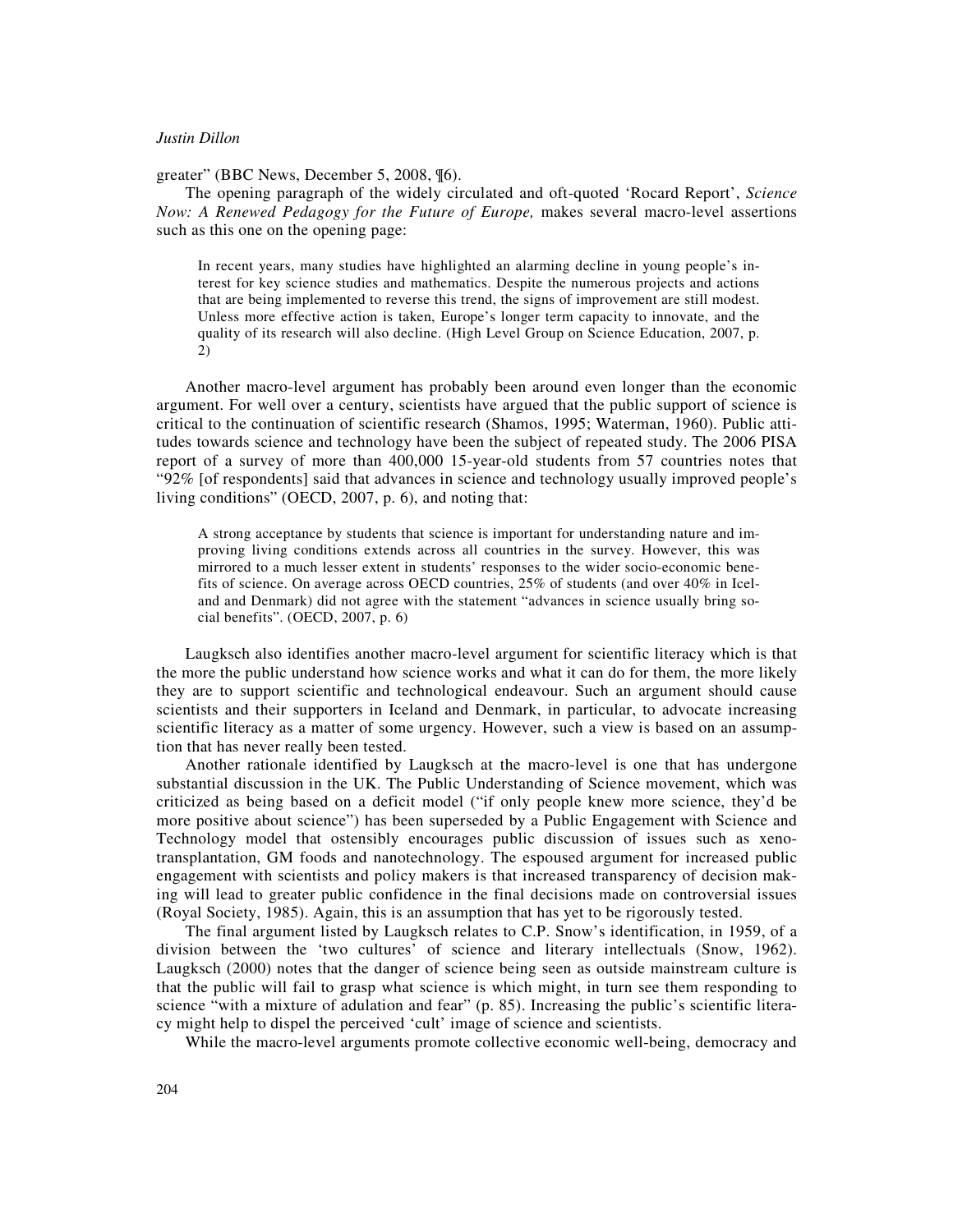greater" (BBC News, December 5, 2008, ¶6).

The opening paragraph of the widely circulated and oft-quoted 'Rocard Report', *Science Now: A Renewed Pedagogy for the Future of Europe,* makes several macro-level assertions such as this one on the opening page:

> In recent years, many studies have highlighted an alarming decline in young people's interest for key science studies and mathematics. Despite the numerous projects and actions that are being implemented to reverse this trend, the signs of improvement are still modest. Unless more effective action is taken, Europe's longer term capacity to innovate, and the quality of its research will also decline. (High Level Group on Science Education, 2007, p. 2)

Another macro-level argument has probably been around even longer than the economic argument. For well over a century, scientists have argued that the public support of science is critical to the continuation of scientific research (Shamos, 1995; Waterman, 1960). Public attitudes towards science and technology have been the subject of repeated study. The 2006 PISA report of a survey of more than 400,000 15-year-old students from 57 countries notes that "92% [of respondents] said that advances in science and technology usually improved people's living conditions" (OECD, 2007, p. 6), and noting that:

> A strong acceptance by students that science is important for understanding nature and improving living conditions extends across all countries in the survey. However, this was mirrored to a much lesser extent in students' responses to the wider socio-economic benefits of science. On average across OECD countries, 25% of students (and over 40% in Iceland and Denmark) did not agree with the statement "advances in science usually bring social benefits". (OECD, 2007, p. 6)

Laugksch also identifies another macro-level argument for scientific literacy which is that the more the public understand how science works and what it can do for them, the more likely they are to support scientific and technological endeavour. Such an argument should cause scientists and their supporters in Iceland and Denmark, in particular, to advocate increasing scientific literacy as a matter of some urgency. However, such a view is based on an assumption that has never really been tested.

Another rationale identified by Laugksch at the macro-level is one that has undergone substantial discussion in the UK. The Public Understanding of Science movement, which was criticized as being based on a deficit model ("if only people knew more science, they'd be more positive about science") has been superseded by a Public Engagement with Science and Technology model that ostensibly encourages public discussion of issues such as xenotransplantation, GM foods and nanotechnology. The espoused argument for increased public engagement with scientists and policy makers is that increased transparency of decision making will lead to greater public confidence in the final decisions made on controversial issues (Royal Society, 1985). Again, this is an assumption that has yet to be rigorously tested.

The final argument listed by Laugksch relates to C.P. Snow's identification, in 1959, of a division between the 'two cultures' of science and literary intellectuals (Snow, 1962). Laugksch (2000) notes that the danger of science being seen as outside mainstream culture is that the public will fail to grasp what science is which might, in turn see them responding to science "with a mixture of adulation and fear" (p. 85). Increasing the public's scientific literacy might help to dispel the perceived 'cult' image of science and scientists.

While the macro-level arguments promote collective economic well-being, democracy and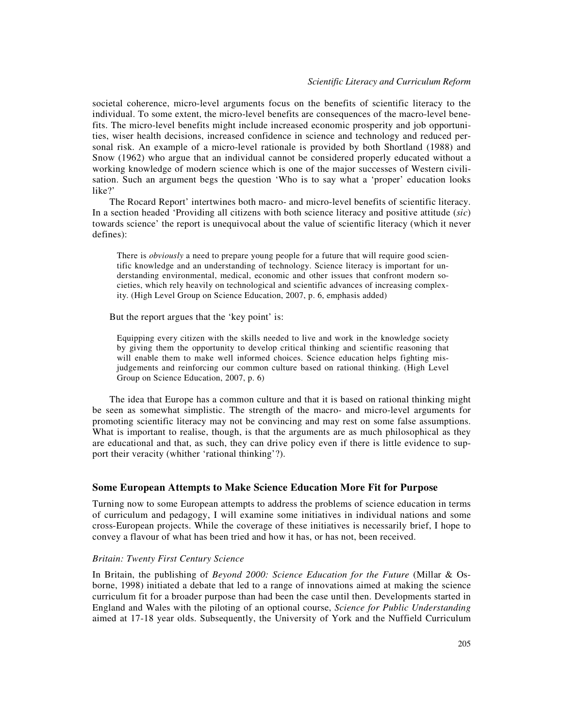societal coherence, micro-level arguments focus on the benefits of scientific literacy to the individual. To some extent, the micro-level benefits are consequences of the macro-level benefits. The micro-level benefits might include increased economic prosperity and job opportunities, wiser health decisions, increased confidence in science and technology and reduced personal risk. An example of a micro-level rationale is provided by both Shortland (1988) and Snow (1962) who argue that an individual cannot be considered properly educated without a working knowledge of modern science which is one of the major successes of Western civilisation. Such an argument begs the question 'Who is to say what a 'proper' education looks like?'

The Rocard Report' intertwines both macro- and micro-level benefits of scientific literacy. In a section headed 'Providing all citizens with both science literacy and positive attitude (*sic*) towards science' the report is unequivocal about the value of scientific literacy (which it never defines):

> There is *obviously* a need to prepare young people for a future that will require good scientific knowledge and an understanding of technology. Science literacy is important for understanding environmental, medical, economic and other issues that confront modern societies, which rely heavily on technological and scientific advances of increasing complexity. (High Level Group on Science Education, 2007, p. 6, emphasis added)

But the report argues that the 'key point' is:

> Equipping every citizen with the skills needed to live and work in the knowledge society by giving them the opportunity to develop critical thinking and scientific reasoning that will enable them to make well informed choices. Science education helps fighting misjudgements and reinforcing our common culture based on rational thinking. (High Level Group on Science Education, 2007, p. 6)

The idea that Europe has a common culture and that it is based on rational thinking might be seen as somewhat simplistic. The strength of the macro- and micro-level arguments for promoting scientific literacy may not be convincing and may rest on some false assumptions. What is important to realise, though, is that the arguments are as much philosophical as they are educational and that, as such, they can drive policy even if there is little evidence to support their veracity (whither 'rational thinking'?).

## Some European Attempts to Make Science Education More Fit for Purpose

Turning now to some European attempts to address the problems of science education in terms of curriculum and pedagogy, I will examine some initiatives in individual nations and some cross-European projects. While the coverage of these initiatives is necessarily brief, I hope to convey a flavour of what has been tried and how it has, or has not, been received.

### *Britain: Twenty First Century Science*

In Britain, the publishing of *Beyond 2000: Science Education for the Future* (Millar & Osborne, 1998) initiated a debate that led to a range of innovations aimed at making the science curriculum fit for a broader purpose than had been the case until then. Developments started in England and Wales with the piloting of an optional course, *Science for Public Understanding* aimed at 17-18 year olds. Subsequently, the University of York and the Nuffield Curriculum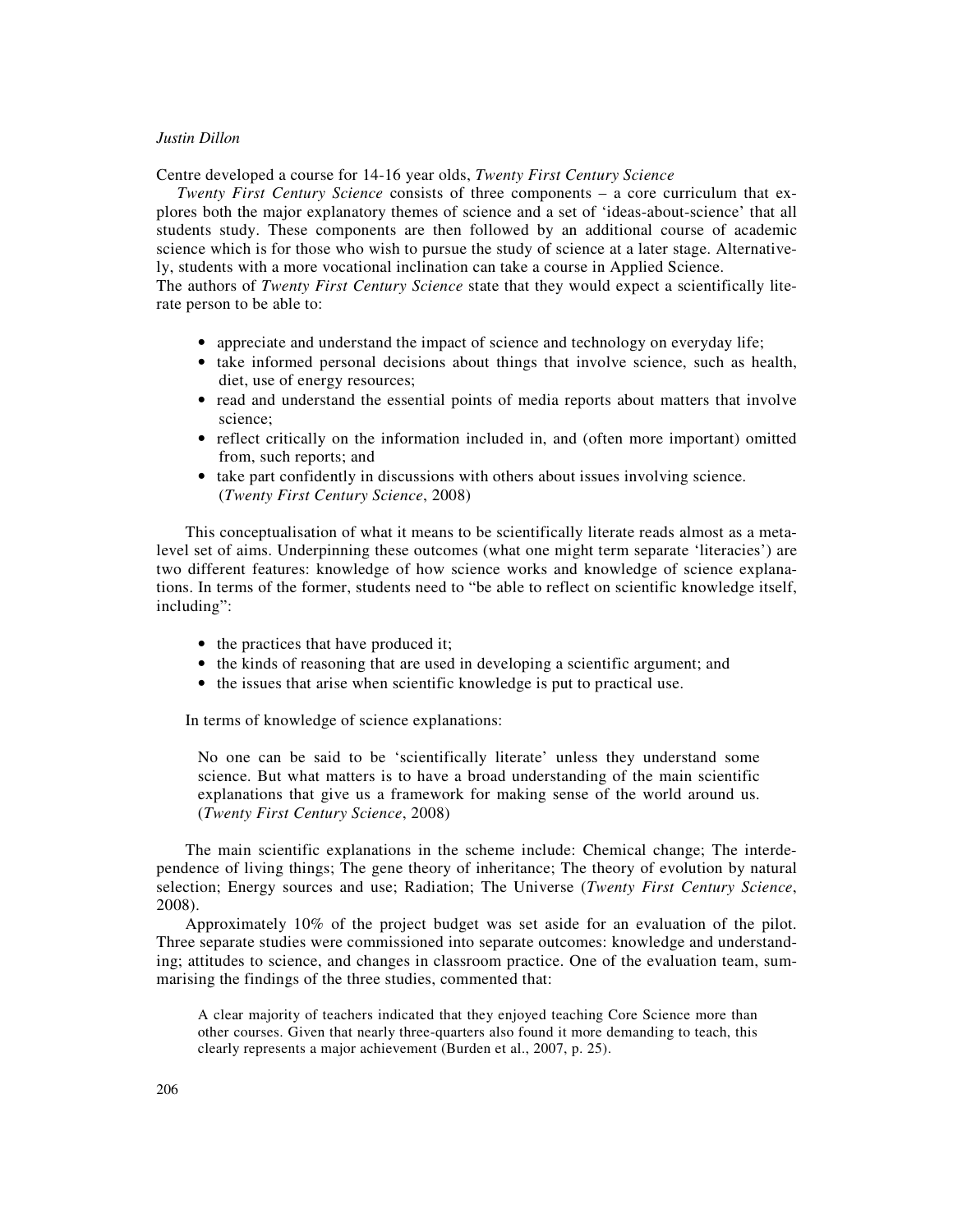Centre developed a course for 14-16 year olds, *Twenty First Century Science*

*Twenty First Century Science* consists of three components – a core curriculum that explores both the major explanatory themes of science and a set of 'ideas-about-science' that all students study. These components are then followed by an additional course of academic science which is for those who wish to pursue the study of science at a later stage. Alternatively, students with a more vocational inclination can take a course in Applied Science.

The authors of *Twenty First Century Science* state that they would expect a scientifically literate person to be able to:

- appreciate and understand the impact of science and technology on everyday life;
- take informed personal decisions about things that involve science, such as health, diet, use of energy resources;
- read and understand the essential points of media reports about matters that involve science;
- reflect critically on the information included in, and (often more important) omitted from, such reports; and
- take part confidently in discussions with others about issues involving science. (*Twenty First Century Science*, 2008)

This conceptualisation of what it means to be scientifically literate reads almost as a meta-level set of aims. Underpinning these outcomes (what one might term separate 'literacies') are two different features: knowledge of how science works and knowledge of science explanations. In terms of the former, students need to "be able to reflect on scientific knowledge itself, including":

- the practices that have produced it;
- the kinds of reasoning that are used in developing a scientific argument; and
- the issues that arise when scientific knowledge is put to practical use.

In terms of knowledge of science explanations:

> No one can be said to be 'scientifically literate' unless they understand some science. But what matters is to have a broad understanding of the main scientific explanations that give us a framework for making sense of the world around us. (*Twenty First Century Science*, 2008)

The main scientific explanations in the scheme include: Chemical change; The interdependence of living things; The gene theory of inheritance; The theory of evolution by natural selection; Energy sources and use; Radiation; The Universe (*Twenty First Century Science*, 2008).

Approximately 10% of the project budget was set aside for an evaluation of the pilot. Three separate studies were commissioned into separate outcomes: knowledge and understanding; attitudes to science, and changes in classroom practice. One of the evaluation team, summarising the findings of the three studies, commented that:

> A clear majority of teachers indicated that they enjoyed teaching Core Science more than other courses. Given that nearly three-quarters also found it more demanding to teach, this clearly represents a major achievement (Burden et al., 2007, p. 25).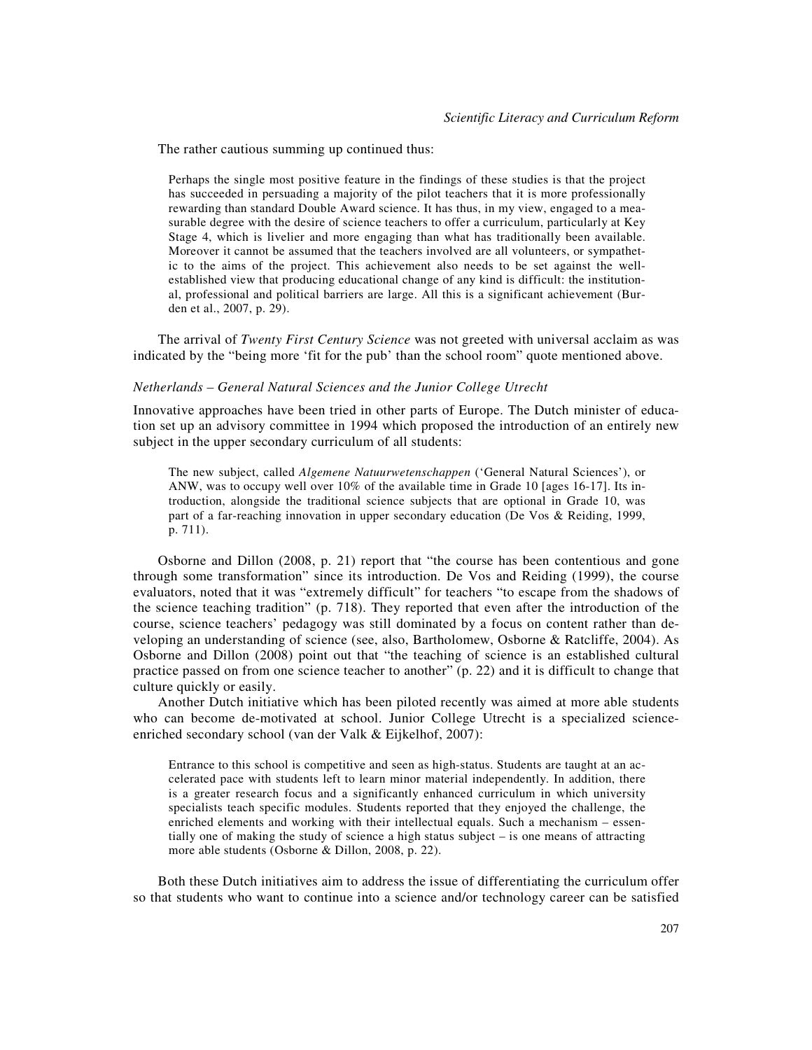The rather cautious summing up continued thus:

> Perhaps the single most positive feature in the findings of these studies is that the project has succeeded in persuading a majority of the pilot teachers that it is more professionally rewarding than standard Double Award science. It has thus, in my view, engaged to a measurable degree with the desire of science teachers to offer a curriculum, particularly at Key Stage 4, which is livelier and more engaging than what has traditionally been available. Moreover it cannot be assumed that the teachers involved are all volunteers, or sympathetic to the aims of the project. This achievement also needs to be set against the well-established view that producing educational change of any kind is difficult: the institutional, professional and political barriers are large. All this is a significant achievement (Burden et al., 2007, p. 29).

The arrival of *Twenty First Century Science* was not greeted with universal acclaim as was indicated by the "being more 'fit for the pub' than the school room" quote mentioned above.

*Netherlands – General Natural Sciences and the Junior College Utrecht*

Innovative approaches have been tried in other parts of Europe. The Dutch minister of education set up an advisory committee in 1994 which proposed the introduction of an entirely new subject in the upper secondary curriculum of all students:

> The new subject, called *Algemene Natuurwetenschappen* ('General Natural Sciences'), or ANW, was to occupy well over 10% of the available time in Grade 10 [ages 16-17]. Its introduction, alongside the traditional science subjects that are optional in Grade 10, was part of a far-reaching innovation in upper secondary education (De Vos & Reiding, 1999, p. 711).

Osborne and Dillon (2008, p. 21) report that "the course has been contentious and gone through some transformation" since its introduction. De Vos and Reiding (1999), the course evaluators, noted that it was "extremely difficult" for teachers "to escape from the shadows of the science teaching tradition" (p. 718). They reported that even after the introduction of the course, science teachers' pedagogy was still dominated by a focus on content rather than developing an understanding of science (see, also, Bartholomew, Osborne & Ratcliffe, 2004). As Osborne and Dillon (2008) point out that "the teaching of science is an established cultural practice passed on from one science teacher to another" (p. 22) and it is difficult to change that culture quickly or easily.

Another Dutch initiative which has been piloted recently was aimed at more able students who can become de-motivated at school. Junior College Utrecht is a specialized science-enriched secondary school (van der Valk & Eijkelhof, 2007):

> Entrance to this school is competitive and seen as high-status. Students are taught at an accelerated pace with students left to learn minor material independently. In addition, there is a greater research focus and a significantly enhanced curriculum in which university specialists teach specific modules. Students reported that they enjoyed the challenge, the enriched elements and working with their intellectual equals. Such a mechanism – essentially one of making the study of science a high status subject – is one means of attracting more able students (Osborne & Dillon, 2008, p. 22).

Both these Dutch initiatives aim to address the issue of differentiating the curriculum offer so that students who want to continue into a science and/or technology career can be satisfied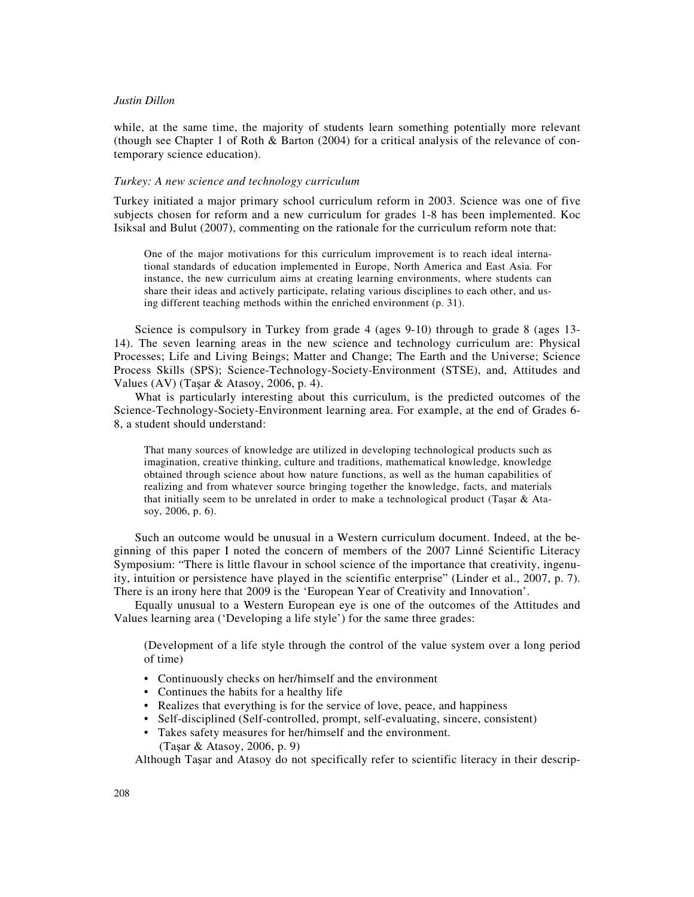while, at the same time, the majority of students learn something potentially more relevant (though see Chapter 1 of Roth & Barton (2004) for a critical analysis of the relevance of contemporary science education).

### *Turkey: A new science and technology curriculum*

Turkey initiated a major primary school curriculum reform in 2003. Science was one of five subjects chosen for reform and a new curriculum for grades 1-8 has been implemented. Koc Isiksal and Bulut (2007), commenting on the rationale for the curriculum reform note that:

> One of the major motivations for this curriculum improvement is to reach ideal international standards of education implemented in Europe, North America and East Asia. For instance, the new curriculum aims at creating learning environments, where students can share their ideas and actively participate, relating various disciplines to each other, and using different teaching methods within the enriched environment (p. 31).

Science is compulsory in Turkey from grade 4 (ages 9-10) through to grade 8 (ages 13-14). The seven learning areas in the new science and technology curriculum are: Physical Processes; Life and Living Beings; Matter and Change; The Earth and the Universe; Science Process Skills (SPS); Science-Technology-Society-Environment (STSE), and, Attitudes and Values (AV) (Taşar & Atasoy, 2006, p. 4).

What is particularly interesting about this curriculum, is the predicted outcomes of the Science-Technology-Society-Environment learning area. For example, at the end of Grades 6-8, a student should understand:

> That many sources of knowledge are utilized in developing technological products such as imagination, creative thinking, culture and traditions, mathematical knowledge, knowledge obtained through science about how nature functions, as well as the human capabilities of realizing and from whatever source bringing together the knowledge, facts, and materials that initially seem to be unrelated in order to make a technological product (Taşar & Atasoy, 2006, p. 6).

Such an outcome would be unusual in a Western curriculum document. Indeed, at the beginning of this paper I noted the concern of members of the 2007 Linné Scientific Literacy Symposium: "There is little flavour in school science of the importance that creativity, ingenuity, intuition or persistence have played in the scientific enterprise" (Linder et al., 2007, p. 7). There is an irony here that 2009 is the 'European Year of Creativity and Innovation'.

Equally unusual to a Western European eye is one of the outcomes of the Attitudes and Values learning area ('Developing a life style') for the same three grades:

> (Development of a life style through the control of the value system over a long period of time)
>
> - Continuously checks on her/himself and the environment
> - Continues the habits for a healthy life
> - Realizes that everything is for the service of love, peace, and happiness
> - Self-disciplined (Self-controlled, prompt, self-evaluating, sincere, consistent)
> - Takes safety measures for her/himself and the environment.
>
> (Taşar & Atasoy, 2006, p. 9)

Although Taşar and Atasoy do not specifically refer to scientific literacy in their descrip-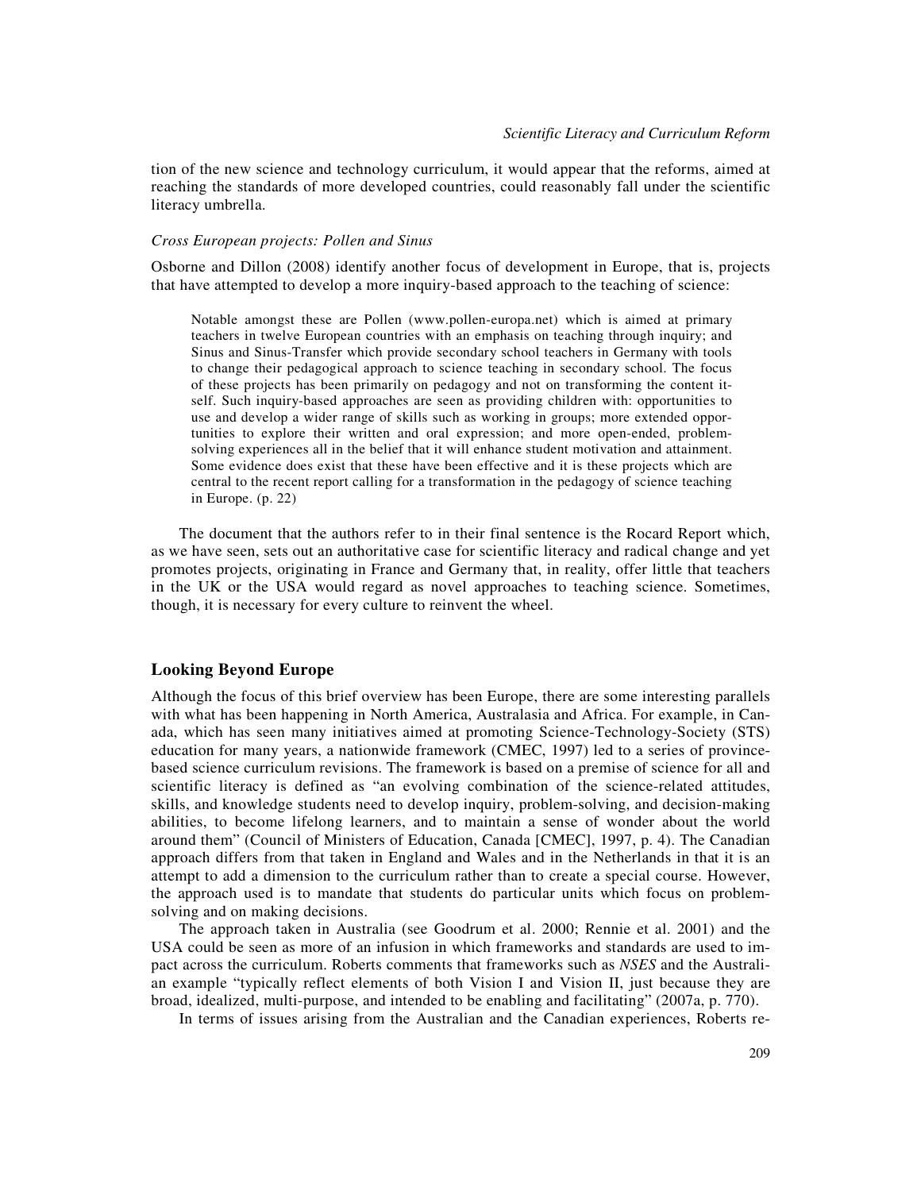tion of the new science and technology curriculum, it would appear that the reforms, aimed at reaching the standards of more developed countries, could reasonably fall under the scientific literacy umbrella.

### *Cross European projects: Pollen and Sinus*

Osborne and Dillon (2008) identify another focus of development in Europe, that is, projects that have attempted to develop a more inquiry-based approach to the teaching of science:

> Notable amongst these are Pollen (www.pollen-europa.net) which is aimed at primary teachers in twelve European countries with an emphasis on teaching through inquiry; and Sinus and Sinus-Transfer which provide secondary school teachers in Germany with tools to change their pedagogical approach to science teaching in secondary school. The focus of these projects has been primarily on pedagogy and not on transforming the content itself. Such inquiry-based approaches are seen as providing children with: opportunities to use and develop a wider range of skills such as working in groups; more extended opportunities to explore their written and oral expression; and more open-ended, problem-solving experiences all in the belief that it will enhance student motivation and attainment. Some evidence does exist that these have been effective and it is these projects which are central to the recent report calling for a transformation in the pedagogy of science teaching in Europe. (p. 22)

The document that the authors refer to in their final sentence is the Rocard Report which, as we have seen, sets out an authoritative case for scientific literacy and radical change and yet promotes projects, originating in France and Germany that, in reality, offer little that teachers in the UK or the USA would regard as novel approaches to teaching science. Sometimes, though, it is necessary for every culture to reinvent the wheel.

## Looking Beyond Europe

Although the focus of this brief overview has been Europe, there are some interesting parallels with what has been happening in North America, Australasia and Africa. For example, in Canada, which has seen many initiatives aimed at promoting Science-Technology-Society (STS) education for many years, a nationwide framework (CMEC, 1997) led to a series of province-based science curriculum revisions. The framework is based on a premise of science for all and scientific literacy is defined as "an evolving combination of the science-related attitudes, skills, and knowledge students need to develop inquiry, problem-solving, and decision-making abilities, to become lifelong learners, and to maintain a sense of wonder about the world around them" (Council of Ministers of Education, Canada [CMEC], 1997, p. 4). The Canadian approach differs from that taken in England and Wales and in the Netherlands in that it is an attempt to add a dimension to the curriculum rather than to create a special course. However, the approach used is to mandate that students do particular units which focus on problem-solving and on making decisions.

The approach taken in Australia (see Goodrum et al. 2000; Rennie et al. 2001) and the USA could be seen as more of an infusion in which frameworks and standards are used to impact across the curriculum. Roberts comments that frameworks such as *NSES* and the Australian example "typically reflect elements of both Vision I and Vision II, just because they are broad, idealized, multi-purpose, and intended to be enabling and facilitating" (2007a, p. 770).

In terms of issues arising from the Australian and the Canadian experiences, Roberts re-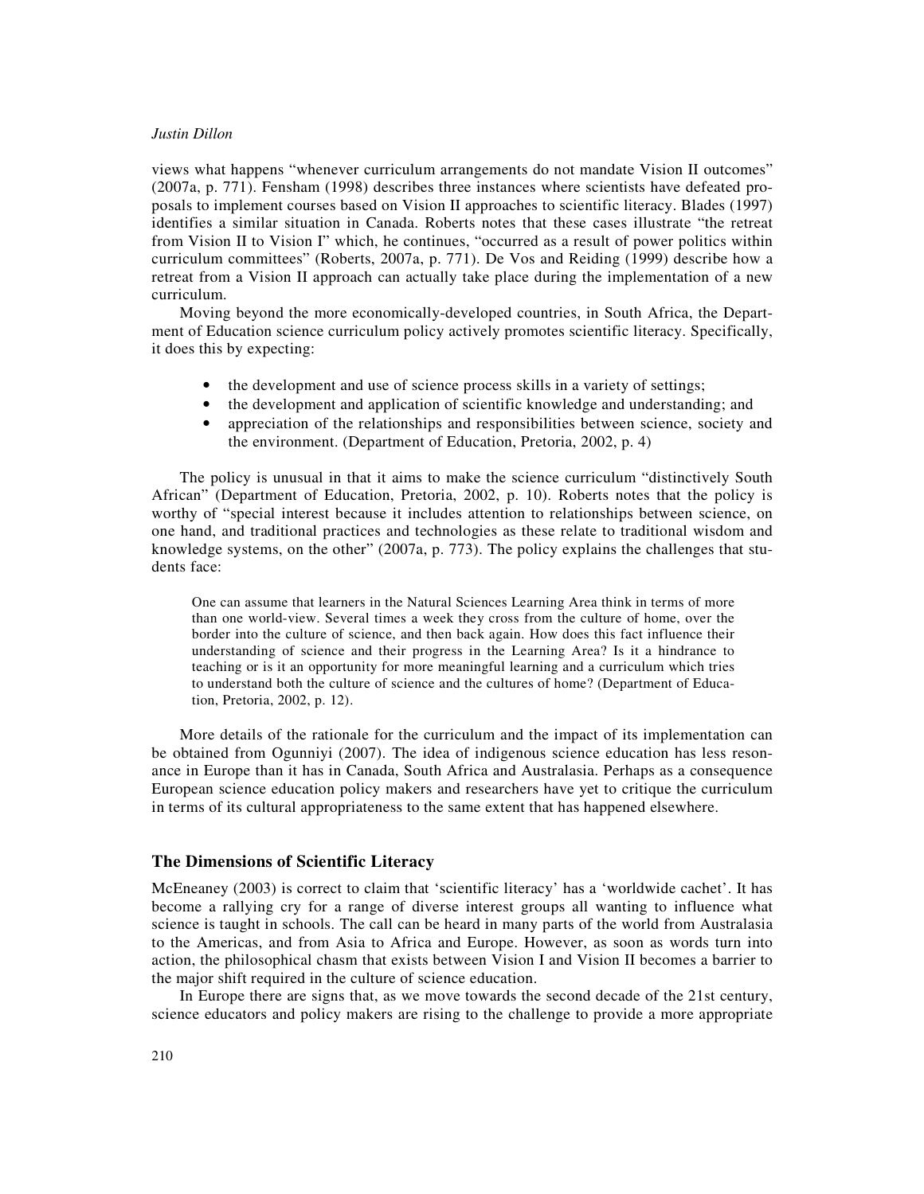views what happens "whenever curriculum arrangements do not mandate Vision II outcomes" (2007a, p. 771). Fensham (1998) describes three instances where scientists have defeated proposals to implement courses based on Vision II approaches to scientific literacy. Blades (1997) identifies a similar situation in Canada. Roberts notes that these cases illustrate "the retreat from Vision II to Vision I" which, he continues, "occurred as a result of power politics within curriculum committees" (Roberts, 2007a, p. 771). De Vos and Reiding (1999) describe how a retreat from a Vision II approach can actually take place during the implementation of a new curriculum.

Moving beyond the more economically-developed countries, in South Africa, the Department of Education science curriculum policy actively promotes scientific literacy. Specifically, it does this by expecting:

- the development and use of science process skills in a variety of settings;
- the development and application of scientific knowledge and understanding; and
- appreciation of the relationships and responsibilities between science, society and the environment. (Department of Education, Pretoria, 2002, p. 4)

The policy is unusual in that it aims to make the science curriculum "distinctively South African" (Department of Education, Pretoria, 2002, p. 10). Roberts notes that the policy is worthy of "special interest because it includes attention to relationships between science, on one hand, and traditional practices and technologies as these relate to traditional wisdom and knowledge systems, on the other" (2007a, p. 773). The policy explains the challenges that students face:

> One can assume that learners in the Natural Sciences Learning Area think in terms of more than one world-view. Several times a week they cross from the culture of home, over the border into the culture of science, and then back again. How does this fact influence their understanding of science and their progress in the Learning Area? Is it a hindrance to teaching or is it an opportunity for more meaningful learning and a curriculum which tries to understand both the culture of science and the cultures of home? (Department of Education, Pretoria, 2002, p. 12).

More details of the rationale for the curriculum and the impact of its implementation can be obtained from Ogunniyi (2007). The idea of indigenous science education has less resonance in Europe than it has in Canada, South Africa and Australasia. Perhaps as a consequence European science education policy makers and researchers have yet to critique the curriculum in terms of its cultural appropriateness to the same extent that has happened elsewhere.

## The Dimensions of Scientific Literacy

McEneaney (2003) is correct to claim that 'scientific literacy' has a 'worldwide cachet'. It has become a rallying cry for a range of diverse interest groups all wanting to influence what science is taught in schools. The call can be heard in many parts of the world from Australasia to the Americas, and from Asia to Africa and Europe. However, as soon as words turn into action, the philosophical chasm that exists between Vision I and Vision II becomes a barrier to the major shift required in the culture of science education.

In Europe there are signs that, as we move towards the second decade of the 21st century, science educators and policy makers are rising to the challenge to provide a more appropriate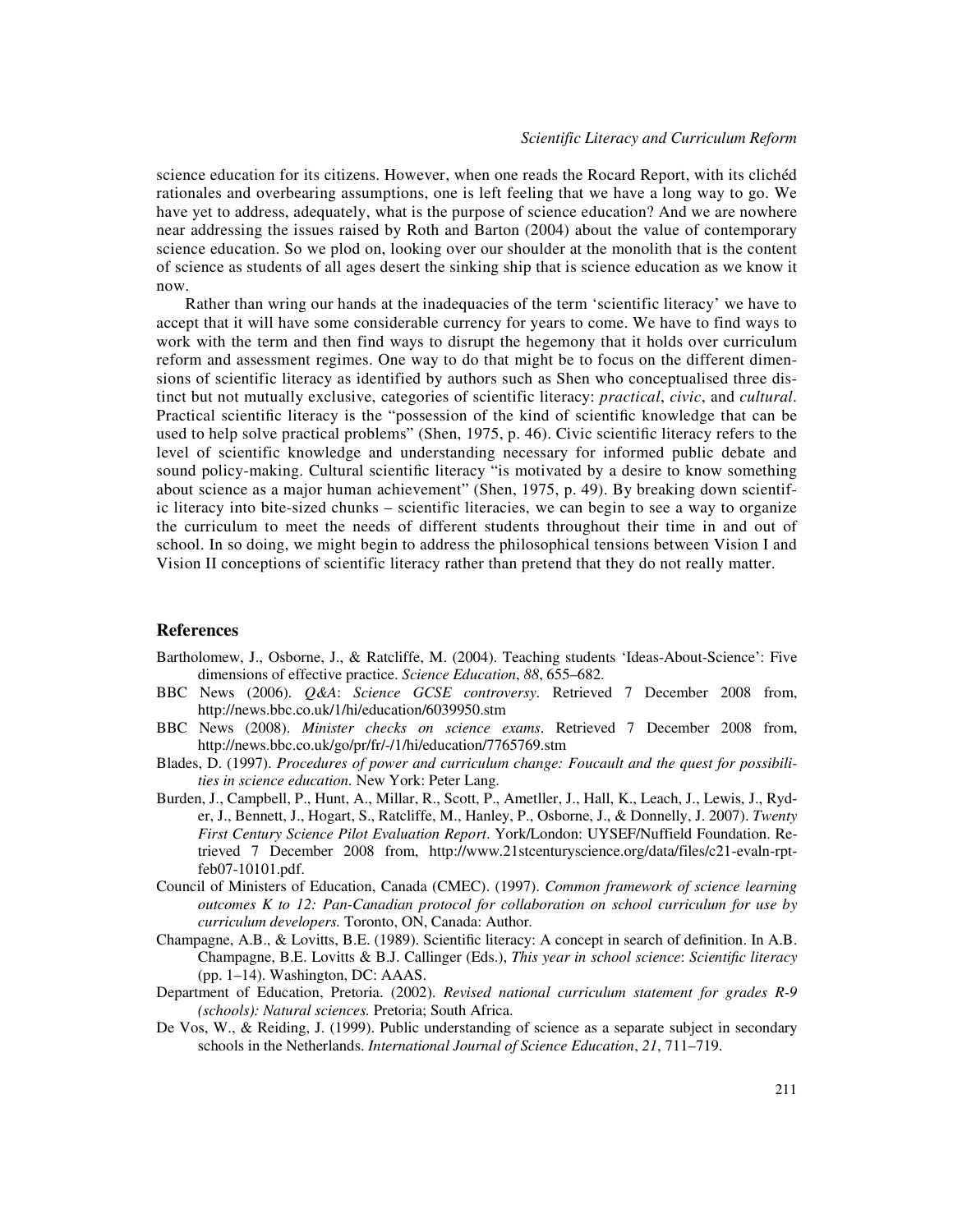science education for its citizens. However, when one reads the Rocard Report, with its clichéd rationales and overbearing assumptions, one is left feeling that we have a long way to go. We have yet to address, adequately, what is the purpose of science education? And we are nowhere near addressing the issues raised by Roth and Barton (2004) about the value of contemporary science education. So we plod on, looking over our shoulder at the monolith that is the content of science as students of all ages desert the sinking ship that is science education as we know it now.

Rather than wring our hands at the inadequacies of the term 'scientific literacy' we have to accept that it will have some considerable currency for years to come. We have to find ways to work with the term and then find ways to disrupt the hegemony that it holds over curriculum reform and assessment regimes. One way to do that might be to focus on the different dimensions of scientific literacy as identified by authors such as Shen who conceptualised three distinct but not mutually exclusive, categories of scientific literacy: *practical*, *civic*, and *cultural*. Practical scientific literacy is the "possession of the kind of scientific knowledge that can be used to help solve practical problems" (Shen, 1975, p. 46). Civic scientific literacy refers to the level of scientific knowledge and understanding necessary for informed public debate and sound policy-making. Cultural scientific literacy "is motivated by a desire to know something about science as a major human achievement" (Shen, 1975, p. 49). By breaking down scientific literacy into bite-sized chunks – scientific literacies, we can begin to see a way to organize the curriculum to meet the needs of different students throughout their time in and out of school. In so doing, we might begin to address the philosophical tensions between Vision I and Vision II conceptions of scientific literacy rather than pretend that they do not really matter.

## References

Bartholomew, J., Osborne, J., & Ratcliffe, M. (2004). Teaching students 'Ideas-About-Science': Five dimensions of effective practice. *Science Education*, *88*, 655–682.

BBC News (2006). *Q&A*: *Science GCSE controversy*. Retrieved 7 December 2008 from, http://news.bbc.co.uk/1/hi/education/6039950.stm

BBC News (2008). *Minister checks on science exams*. Retrieved 7 December 2008 from, http://news.bbc.co.uk/go/pr/fr/-/1/hi/education/7765769.stm

Blades, D. (1997). *Procedures of power and curriculum change: Foucault and the quest for possibilities in science education.* New York: Peter Lang.

Burden, J., Campbell, P., Hunt, A., Millar, R., Scott, P., Ametller, J., Hall, K., Leach, J., Lewis, J., Ryder, J., Bennett, J., Hogart, S., Ratcliffe, M., Hanley, P., Osborne, J., & Donnelly, J. 2007). *Twenty First Century Science Pilot Evaluation Report*. York/London: UYSEF/Nuffield Foundation. Retrieved 7 December 2008 from, http://www.21stcenturyscience.org/data/files/c21-evaln-rpt-feb07-10101.pdf.

Council of Ministers of Education, Canada (CMEC). (1997). *Common framework of science learning outcomes K to 12: Pan-Canadian protocol for collaboration on school curriculum for use by curriculum developers.* Toronto, ON, Canada: Author.

Champagne, A.B., & Lovitts, B.E. (1989). Scientific literacy: A concept in search of definition. In A.B. Champagne, B.E. Lovitts & B.J. Callinger (Eds.), *This year in school science*: *Scientific literacy* (pp. 1–14). Washington, DC: AAAS.

Department of Education, Pretoria. (2002). *Revised national curriculum statement for grades R-9 (schools): Natural sciences.* Pretoria; South Africa.

De Vos, W., & Reiding, J. (1999). Public understanding of science as a separate subject in secondary schools in the Netherlands. *International Journal of Science Education*, *21*, 711–719.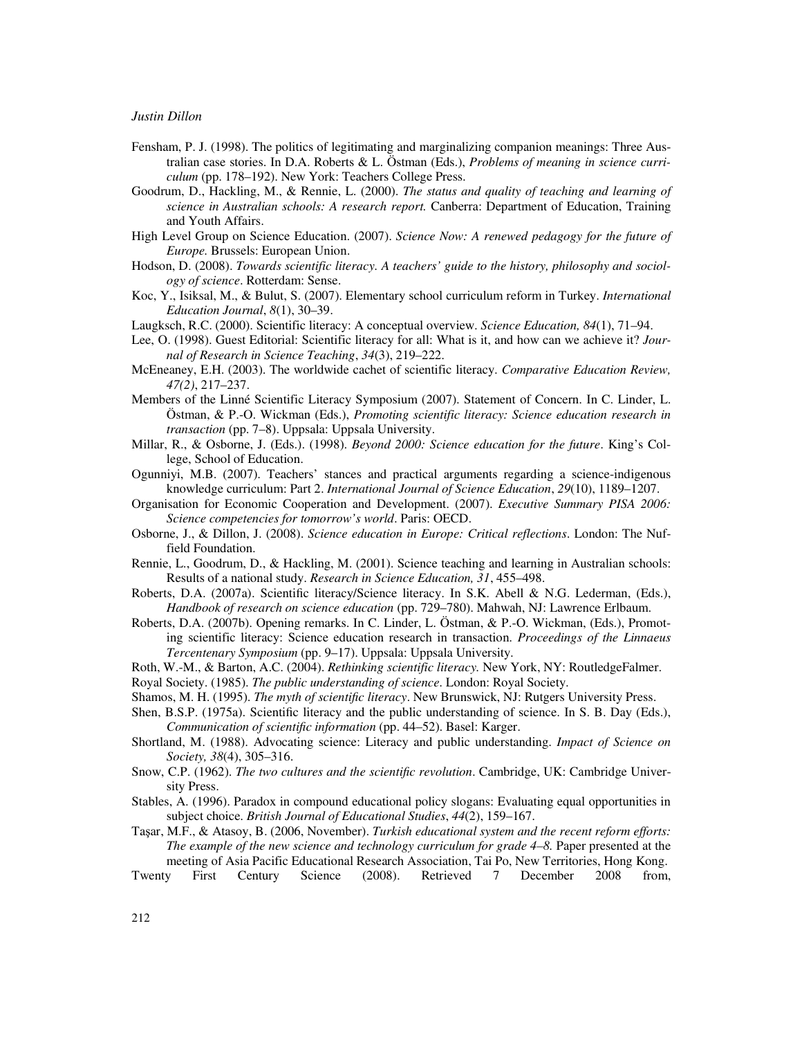Fensham, P. J. (1998). The politics of legitimating and marginalizing companion meanings: Three Australian case stories. In D.A. Roberts & L. Östman (Eds.), *Problems of meaning in science curriculum* (pp. 178–192). New York: Teachers College Press.

Goodrum, D., Hackling, M., & Rennie, L. (2000). *The status and quality of teaching and learning of science in Australian schools: A research report.* Canberra: Department of Education, Training and Youth Affairs.

High Level Group on Science Education. (2007). *Science Now: A renewed pedagogy for the future of Europe.* Brussels: European Union.

Hodson, D. (2008). *Towards scientific literacy. A teachers' guide to the history, philosophy and sociology of science*. Rotterdam: Sense.

Koc, Y., Isiksal, M., & Bulut, S. (2007). Elementary school curriculum reform in Turkey. *International Education Journal*, *8*(1), 30–39.

Laugksch, R.C. (2000). Scientific literacy: A conceptual overview. *Science Education, 84*(1), 71–94.

Lee, O. (1998). Guest Editorial: Scientific literacy for all: What is it, and how can we achieve it? *Journal of Research in Science Teaching*, *34*(3), 219–222.

McEneaney, E.H. (2003). The worldwide cachet of scientific literacy. *Comparative Education Review, 47(2)*, 217–237.

Members of the Linné Scientific Literacy Symposium (2007). Statement of Concern. In C. Linder, L. Östman, & P.-O. Wickman (Eds.), *Promoting scientific literacy: Science education research in transaction* (pp. 7–8). Uppsala: Uppsala University.

Millar, R., & Osborne, J. (Eds.). (1998). *Beyond 2000: Science education for the future*. King's College, School of Education.

Ogunniyi, M.B. (2007). Teachers' stances and practical arguments regarding a science-indigenous knowledge curriculum: Part 2. *International Journal of Science Education*, *29*(10), 1189–1207.

Organisation for Economic Cooperation and Development. (2007). *Executive Summary PISA 2006: Science competencies for tomorrow's world*. Paris: OECD.

Osborne, J., & Dillon, J. (2008). *Science education in Europe: Critical reflections*. London: The Nuffield Foundation.

Rennie, L., Goodrum, D., & Hackling, M. (2001). Science teaching and learning in Australian schools: Results of a national study. *Research in Science Education, 31*, 455–498.

Roberts, D.A. (2007a). Scientific literacy/Science literacy. In S.K. Abell & N.G. Lederman, (Eds.), *Handbook of research on science education* (pp. 729–780). Mahwah, NJ: Lawrence Erlbaum.

Roberts, D.A. (2007b). Opening remarks. In C. Linder, L. Östman, & P.-O. Wickman, (Eds.), Promoting scientific literacy: Science education research in transaction. *Proceedings of the Linnaeus Tercentenary Symposium* (pp. 9–17). Uppsala: Uppsala University.

Roth, W.-M., & Barton, A.C. (2004). *Rethinking scientific literacy.* New York, NY: RoutledgeFalmer.

Royal Society. (1985). *The public understanding of science*. London: Royal Society.

Shamos, M. H. (1995). *The myth of scientific literacy*. New Brunswick, NJ: Rutgers University Press.

Shen, B.S.P. (1975a). Scientific literacy and the public understanding of science. In S. B. Day (Eds.), *Communication of scientific information* (pp. 44–52). Basel: Karger.

Shortland, M. (1988). Advocating science: Literacy and public understanding. *Impact of Science on Society, 38*(4), 305–316.

Snow, C.P. (1962). *The two cultures and the scientific revolution*. Cambridge, UK: Cambridge University Press.

Stables, A. (1996). Paradox in compound educational policy slogans: Evaluating equal opportunities in subject choice. *British Journal of Educational Studies*, *44*(2), 159–167.

Taşar, M.F., & Atasoy, B. (2006, November). *Turkish educational system and the recent reform efforts: The example of the new science and technology curriculum for grade 4–8.* Paper presented at the meeting of Asia Pacific Educational Research Association, Tai Po, New Territories, Hong Kong.

Twenty First Century Science (2008). Retrieved 7 December 2008 from,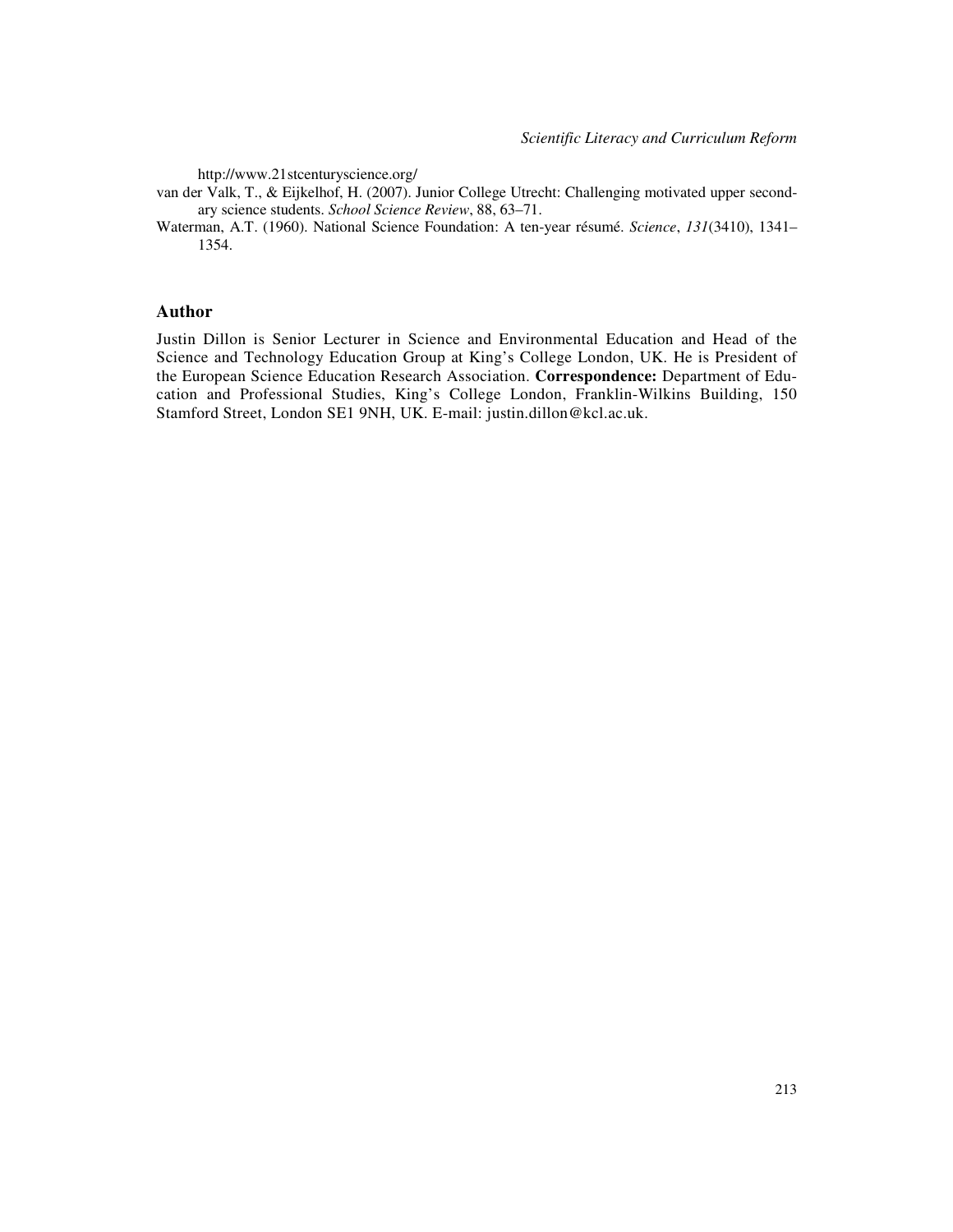http://www.21stcenturyscience.org/

van der Valk, T., & Eijkelhof, H. (2007). Junior College Utrecht: Challenging motivated upper secondary science students. *School Science Review*, 88, 63–71.

Waterman, A.T. (1960). National Science Foundation: A ten-year résumé. *Science*, *131*(3410), 1341–1354.

## Author

Justin Dillon is Senior Lecturer in Science and Environmental Education and Head of the Science and Technology Education Group at King's College London, UK. He is President of the European Science Education Research Association. **Correspondence:** Department of Education and Professional Studies, King's College London, Franklin-Wilkins Building, 150 Stamford Street, London SE1 9NH, UK. E-mail: justin.dillon@kcl.ac.uk.